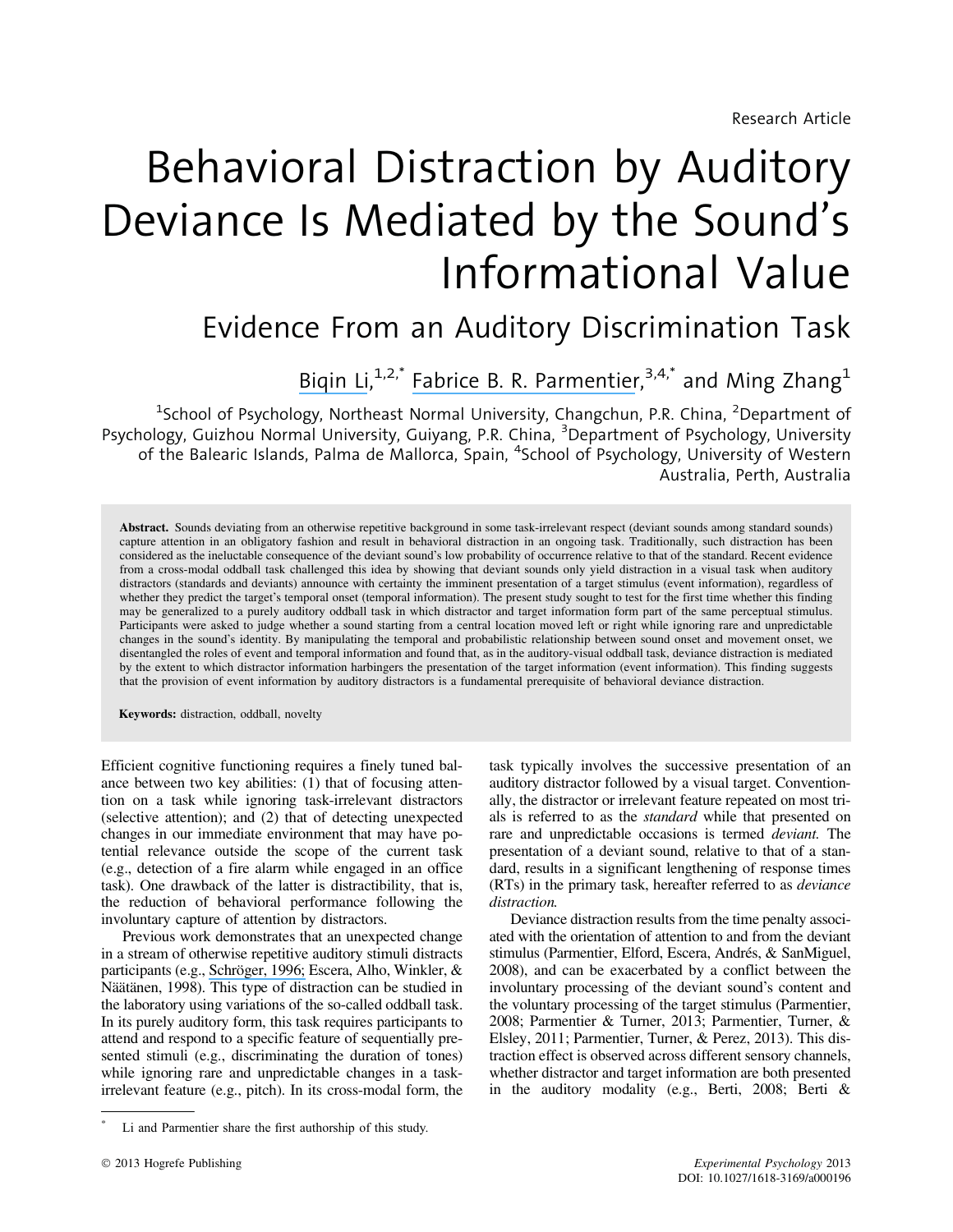Research Article

# Behavioral Distraction by Auditory Deviance Is Mediated by the Sound's Informational Value

## Evidence From an Auditory Discrimination Task

Biqin Li,[1,2,*] Fabrice B. R. Parmentier,[3,4,*] and Ming Zhang[1]

[1]School of Psychology, Northeast Normal University, Changchun, P.R. China, [2]Department of Psychology, Guizhou Normal University, Guiyang, P.R. China, [3]Department of Psychology, University of the Balearic Islands, Palma de Mallorca, Spain, [4]School of Psychology, University of Western Australia, Perth, Australia

**Abstract.** Sounds deviating from an otherwise repetitive background in some task-irrelevant respect (deviant sounds among standard sounds) capture attention in an obligatory fashion and result in behavioral distraction in an ongoing task. Traditionally, such distraction has been considered as the ineluctable consequence of the deviant sound's low probability of occurrence relative to that of the standard. Recent evidence from a cross-modal oddball task challenged this idea by showing that deviant sounds only yield distraction in a visual task when auditory distractors (standards and deviants) announce with certainty the imminent presentation of a target stimulus (event information), regardless of whether they predict the target's temporal onset (temporal information). The present study sought to test for the first time whether this finding may be generalized to a purely auditory oddball task in which distractor and target information form part of the same perceptual stimulus. Participants were asked to judge whether a sound starting from a central location moved left or right while ignoring rare and unpredictable changes in the sound's identity. By manipulating the temporal and probabilistic relationship between sound onset and movement onset, we disentangled the roles of event and temporal information and found that, as in the auditory-visual oddball task, deviance distraction is mediated by the extent to which distractor information harbingers the presentation of the target information (event information). This finding suggests that the provision of event information by auditory distractors is a fundamental prerequisite of behavioral deviance distraction.

**Keywords:** distraction, oddball, novelty

Efficient cognitive functioning requires a finely tuned balance between two key abilities: (1) that of focusing attention on a task while ignoring task-irrelevant distractors (selective attention); and (2) that of detecting unexpected changes in our immediate environment that may have potential relevance outside the scope of the current task (e.g., detection of a fire alarm while engaged in an office task). One drawback of the latter is distractibility, that is, the reduction of behavioral performance following the involuntary capture of attention by distractors.

Previous work demonstrates that an unexpected change in a stream of otherwise repetitive auditory stimuli distracts participants (e.g., Schröger, 1996; Escera, Alho, Winkler, & Näätänen, 1998). This type of distraction can be studied in the laboratory using variations of the so-called oddball task. In its purely auditory form, this task requires participants to attend and respond to a specific feature of sequentially presented stimuli (e.g., discriminating the duration of tones) while ignoring rare and unpredictable changes in a task-irrelevant feature (e.g., pitch). In its cross-modal form, the task typically involves the successive presentation of an auditory distractor followed by a visual target. Conventionally, the distractor or irrelevant feature repeated on most trials is referred to as the *standard* while that presented on rare and unpredictable occasions is termed *deviant.* The presentation of a deviant sound, relative to that of a standard, results in a significant lengthening of response times (RTs) in the primary task, hereafter referred to as *deviance distraction.*

Deviance distraction results from the time penalty associated with the orientation of attention to and from the deviant stimulus (Parmentier, Elford, Escera, Andrés, & SanMiguel, 2008), and can be exacerbated by a conflict between the involuntary processing of the deviant sound's content and the voluntary processing of the target stimulus (Parmentier, 2008; Parmentier & Turner, 2013; Parmentier, Turner, & Elsley, 2011; Parmentier, Turner, & Perez, 2013). This distraction effect is observed across different sensory channels, whether distractor and target information are both presented in the auditory modality (e.g., Berti, 2008; Berti &

[*] Li and Parmentier share the first authorship of this study.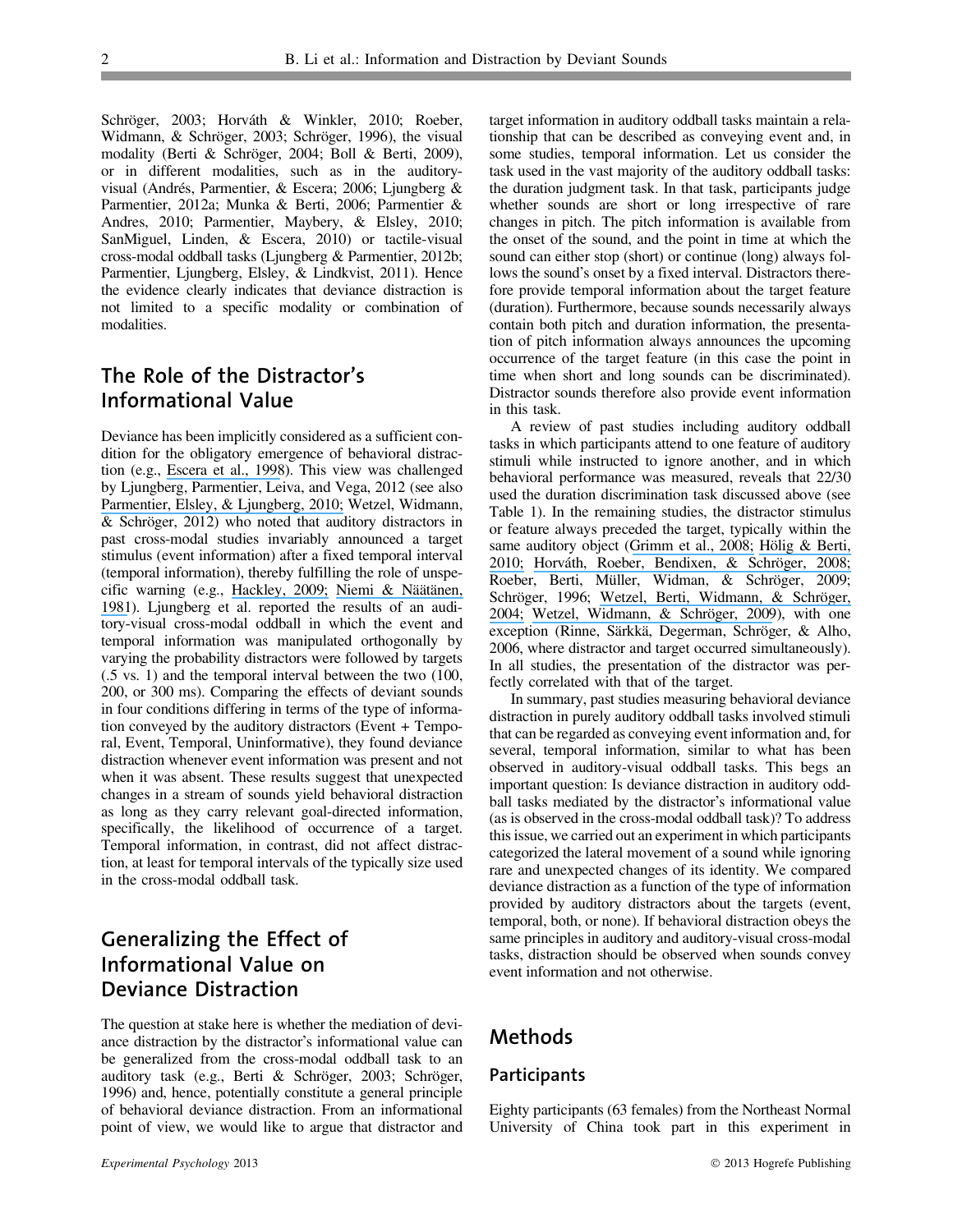Schröger, 2003; Horváth & Winkler, 2010; Roeber, Widmann, & Schröger, 2003; Schröger, 1996), the visual modality (Berti & Schröger, 2004; Boll & Berti, 2009), or in different modalities, such as in the auditory-visual (Andrés, Parmentier, & Escera; 2006; Ljungberg & Parmentier, 2012a; Munka & Berti, 2006; Parmentier & Andres, 2010; Parmentier, Maybery, & Elsley, 2010; SanMiguel, Linden, & Escera, 2010) or tactile-visual cross-modal oddball tasks (Ljungberg & Parmentier, 2012b; Parmentier, Ljungberg, Elsley, & Lindkvist, 2011). Hence the evidence clearly indicates that deviance distraction is not limited to a specific modality or combination of modalities.

## The Role of the Distractor's Informational Value

Deviance has been implicitly considered as a sufficient condition for the obligatory emergence of behavioral distraction (e.g., Escera et al., 1998). This view was challenged by Ljungberg, Parmentier, Leiva, and Vega, 2012 (see also Parmentier, Elsley, & Ljungberg, 2010; Wetzel, Widmann, & Schröger, 2012) who noted that auditory distractors in past cross-modal studies invariably announced a target stimulus (event information) after a fixed temporal interval (temporal information), thereby fulfilling the role of unspecific warning (e.g., Hackley, 2009; Niemi & Näätänen, 1981). Ljungberg et al. reported the results of an auditory-visual cross-modal oddball in which the event and temporal information was manipulated orthogonally by varying the probability distractors were followed by targets (.5 vs. 1) and the temporal interval between the two (100, 200, or 300 ms). Comparing the effects of deviant sounds in four conditions differing in terms of the type of information conveyed by the auditory distractors (Event + Temporal, Event, Temporal, Uninformative), they found deviance distraction whenever event information was present and not when it was absent. These results suggest that unexpected changes in a stream of sounds yield behavioral distraction as long as they carry relevant goal-directed information, specifically, the likelihood of occurrence of a target. Temporal information, in contrast, did not affect distraction, at least for temporal intervals of the typically size used in the cross-modal oddball task.

## Generalizing the Effect of Informational Value on Deviance Distraction

The question at stake here is whether the mediation of deviance distraction by the distractor's informational value can be generalized from the cross-modal oddball task to an auditory task (e.g., Berti & Schröger, 2003; Schröger, 1996) and, hence, potentially constitute a general principle of behavioral deviance distraction. From an informational point of view, we would like to argue that distractor and target information in auditory oddball tasks maintain a relationship that can be described as conveying event and, in some studies, temporal information. Let us consider the task used in the vast majority of the auditory oddball tasks: the duration judgment task. In that task, participants judge whether sounds are short or long irrespective of rare changes in pitch. The pitch information is available from the onset of the sound, and the point in time at which the sound can either stop (short) or continue (long) always follows the sound's onset by a fixed interval. Distractors therefore provide temporal information about the target feature (duration). Furthermore, because sounds necessarily always contain both pitch and duration information, the presentation of pitch information always announces the upcoming occurrence of the target feature (in this case the point in time when short and long sounds can be discriminated). Distractor sounds therefore also provide event information in this task.

A review of past studies including auditory oddball tasks in which participants attend to one feature of auditory stimuli while instructed to ignore another, and in which behavioral performance was measured, reveals that 22/30 used the duration discrimination task discussed above (see Table 1). In the remaining studies, the distractor stimulus or feature always preceded the target, typically within the same auditory object (Grimm et al., 2008; Hölig & Berti, 2010; Horváth, Roeber, Bendixen, & Schröger, 2008; Roeber, Berti, Müller, Widman, & Schröger, 2009; Schröger, 1996; Wetzel, Berti, Widmann, & Schröger, 2004; Wetzel, Widmann, & Schröger, 2009), with one exception (Rinne, Särkkä, Degerman, Schröger, & Alho, 2006, where distractor and target occurred simultaneously). In all studies, the presentation of the distractor was perfectly correlated with that of the target.

In summary, past studies measuring behavioral deviance distraction in purely auditory oddball tasks involved stimuli that can be regarded as conveying event information and, for several, temporal information, similar to what has been observed in auditory-visual oddball tasks. This begs an important question: Is deviance distraction in auditory oddball tasks mediated by the distractor's informational value (as is observed in the cross-modal oddball task)? To address this issue, we carried out an experiment in which participants categorized the lateral movement of a sound while ignoring rare and unexpected changes of its identity. We compared deviance distraction as a function of the type of information provided by auditory distractors about the targets (event, temporal, both, or none). If behavioral distraction obeys the same principles in auditory and auditory-visual cross-modal tasks, distraction should be observed when sounds convey event information and not otherwise.

## Methods

### Participants

Eighty participants (63 females) from the Northeast Normal University of China took part in this experiment in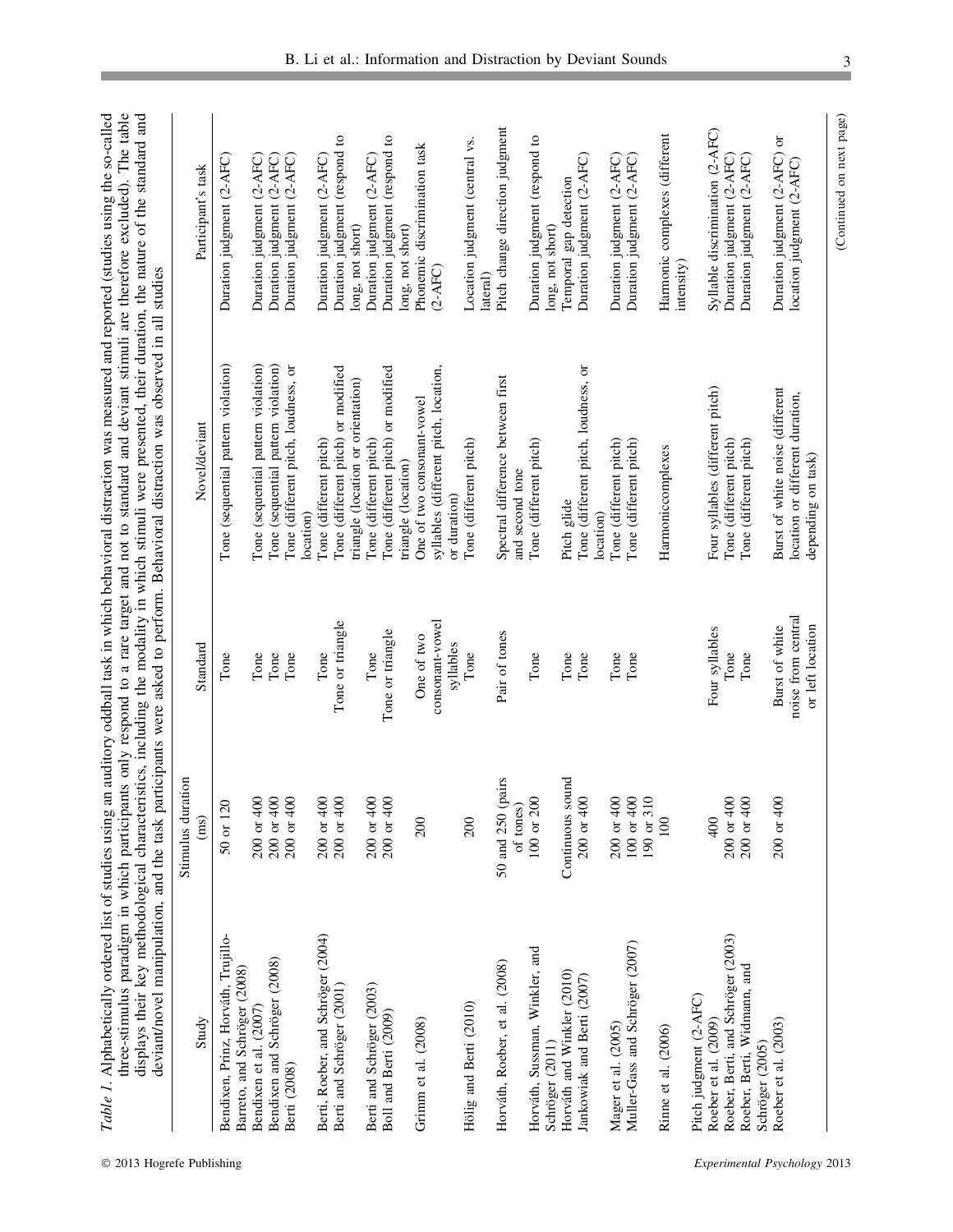*Table 1.* Alphabetically ordered list of studies using an auditory oddball task in which behavioral distraction was measured and reported (studies using the so-called three-stimulus paradigm in which participants only respond to a rare target and not to standard and deviant stimuli are therefore excluded). The table displays their key methodological characteristics, including the modality in which stimuli were presented, their duration, the nature of the standard and deviant/novel manipulation, and the task participants were asked to perform. Behavioral distraction was observed in all studies

| Study | Stimulus duration (ms) | Standard | Novel/deviant | Participant's task |
|---|---|---|---|---|
| Bendixen, Prinz, Horváth, Trujillo-Barreto, and Schröger (2008) | 50 or 120 | Tone | Tone (sequential pattern violation) | Duration judgment (2-AFC) |
| Bendixen et al. (2007) | 200 or 400 | Tone | Tone (sequential pattern violation) | Duration judgment (2-AFC) |
| Bendixen and Schröger (2008) | 200 or 400 | Tone | Tone (sequential pattern violation) | Duration judgment (2-AFC) |
| Berti (2008) | 200 or 400 | Tone | Tone (different pitch, loudness, or location) | Duration judgment (2-AFC) |
| Berti, Roeber, and Schröger (2004) | 200 or 400 | Tone | Tone (different pitch) | Duration judgment (2-AFC) |
| Berti and Schröger (2001) | 200 or 400 | Tone or triangle | Tone (different pitch) or modified triangle (location or orientation) | Duration judgment (respond to long, not short) |
| Berti and Schröger (2003) | 200 or 400 | Tone | Tone (different pitch) | Duration judgment (2-AFC) |
| Boll and Berti (2009) | 200 or 400 | Tone or triangle | Tone (different pitch) or modified triangle (location) | Duration judgment (respond to long, not short) |
| Grimm et al. (2008) | 200 | One of two consonant-vowel syllables | One of two consonant-vowel syllables (different pitch, location, or duration) | Phonemic discrimination task (2-AFC) |
| Hölig and Berti (2010) | 200 | Tone | Tone (different pitch) | Location judgment (central vs. lateral) |
| Horváth, Roeber, et al. (2008) | 50 and 250 (pairs of tones) | Pair of tones | Spectral difference between first and second tone | Pitch change direction judgment |
| Horváth, Sussman, Winkler, and Schröger (2011) | 100 or 200 | Tone | Tone (different pitch) | Duration judgment (respond to long, not short) |
| Horváth and Winkler (2010) | Continuous sound | Tone | Pitch glide | Temporal gap detection |
| Jankowiak and Berti (2007) | 200 or 400 | Tone | Tone (different pitch, loudness, or location) | Duration judgment (2-AFC) |
| Mager et al. (2005) | 200 or 400 | Tone | Tone (different pitch) | Duration judgment (2-AFC) |
| Muller-Gass and Schröger (2007) | 100 or 400 | Tone | Tone (different pitch) | Duration judgment (2-AFC) |
| Rinne et al. (2006) | 190 or 310<br>100 | | Harmoniccomplexes | Harmonic complexes (different intensity) |
| Pitch judgment (2-AFC) Roeber et al. (2009) | 400 | Four syllables | Four syllables (different pitch) | Syllable discrimination (2-AFC) |
| Roeber, Berti, and Schröger (2003) | 200 or 400 | Tone | Tone (different pitch) | Duration judgment (2-AFC) |
| Roeber, Berti, Widmann, and Schröger (2005) | 200 or 400 | Tone | Tone (different pitch) | Duration judgment (2-AFC) |
| Roeber et al. (2003) | 200 or 400 | Burst of white noise from central or left location | Burst of white noise (different location or different duration, depending on task) | Duration judgment (2-AFC) or location judgment (2-AFC) |

(Continued on next page)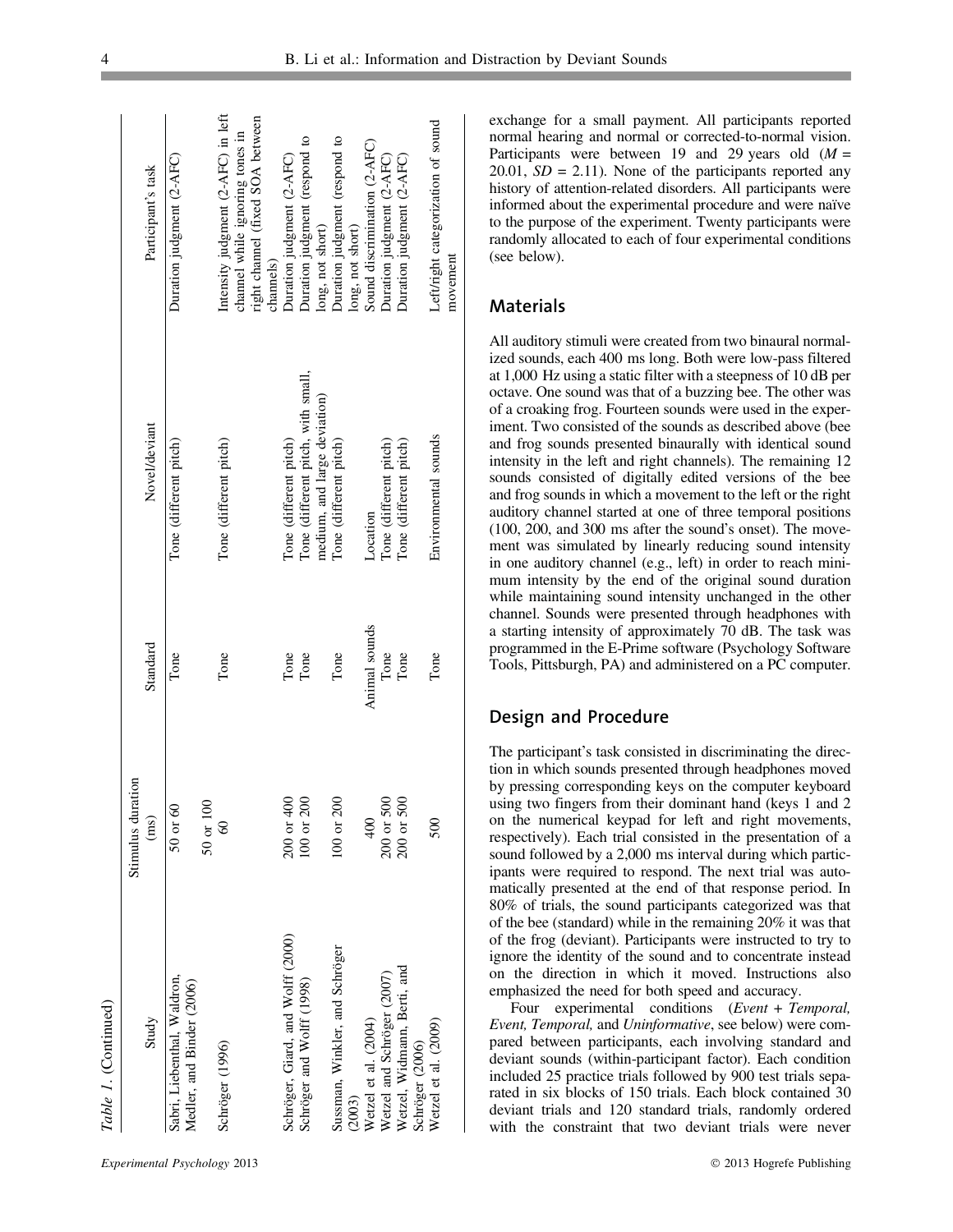Table 1. (Continued)

| Study | Stimulus duration (ms) | Standard | Novel/deviant | Participant's task |
|---|---|---|---|---|
| Sabri, Liebenthal, Waldron, Medler, and Binder (2006) | 50 or 60 | Tone | Tone (different pitch) | Duration judgment (2-AFC) |
| Schröger (1996) | 50 or 100 60 | Tone | Tone (different pitch) | Intensity judgment (2-AFC) in left channel while ignoring tones in right channel (fixed SOA between channels) |
| Schröger, Giard, and Wolff (2000) | 200 or 400 | Tone | Tone (different pitch) | Duration judgment (2-AFC) |
| Schröger and Wolff (1998) | 100 or 200 | Tone | Tone (different pitch, with small, medium, and large deviation) | Duration judgment (respond to long, not short) |
| Sussman, Winkler, and Schröger (2003) | 100 or 200 | Tone | Tone (different pitch) | Duration judgment (respond to long, not short) |
| Wetzel et al. (2004) | 400 | Animal sounds | Location | Sound discrimination (2-AFC) |
| Wetzel and Schröger (2007) | 200 or 500 | Tone | Tone (different pitch) | Duration judgment (2-AFC) |
| Wetzel, Widmann, Berti, and Schröger (2006) | 200 or 500 | Tone | Tone (different pitch) | Duration judgment (2-AFC) |
| Wetzel et al. (2009) | 500 | Tone | Environmental sounds | Left/right categorization of sound movement |

exchange for a small payment. All participants reported normal hearing and normal or corrected-to-normal vision. Participants were between 19 and 29 years old ($M$ = 20.01, $SD$ = 2.11). None of the participants reported any history of attention-related disorders. All participants were informed about the experimental procedure and were naïve to the purpose of the experiment. Twenty participants were randomly allocated to each of four experimental conditions (see below).

## Materials

All auditory stimuli were created from two binaural normalized sounds, each 400 ms long. Both were low-pass filtered at 1,000 Hz using a static filter with a steepness of 10 dB per octave. One sound was that of a buzzing bee. The other was of a croaking frog. Fourteen sounds were used in the experiment. Two consisted of the sounds as described above (bee and frog sounds presented binaurally with identical sound intensity in the left and right channels). The remaining 12 sounds consisted of digitally edited versions of the bee and frog sounds in which a movement to the left or the right auditory channel started at one of three temporal positions (100, 200, and 300 ms after the sound's onset). The movement was simulated by linearly reducing sound intensity in one auditory channel (e.g., left) in order to reach minimum intensity by the end of the original sound duration while maintaining sound intensity unchanged in the other channel. Sounds were presented through headphones with a starting intensity of approximately 70 dB. The task was programmed in the E-Prime software (Psychology Software Tools, Pittsburgh, PA) and administered on a PC computer.

## Design and Procedure

The participant's task consisted in discriminating the direction in which sounds presented through headphones moved by pressing corresponding keys on the computer keyboard using two fingers from their dominant hand (keys 1 and 2 on the numerical keypad for left and right movements, respectively). Each trial consisted in the presentation of a sound followed by a 2,000 ms interval during which participants were required to respond. The next trial was automatically presented at the end of that response period. In 80% of trials, the sound participants categorized was that of the bee (standard) while in the remaining 20% it was that of the frog (deviant). Participants were instructed to try to ignore the identity of the sound and to concentrate instead on the direction in which it moved. Instructions also emphasized the need for both speed and accuracy.

Four experimental conditions (*Event + Temporal, Event, Temporal,* and *Uninformative*, see below) were compared between participants, each involving standard and deviant sounds (within-participant factor). Each condition included 25 practice trials followed by 900 test trials separated in six blocks of 150 trials. Each block contained 30 deviant trials and 120 standard trials, randomly ordered with the constraint that two deviant trials were never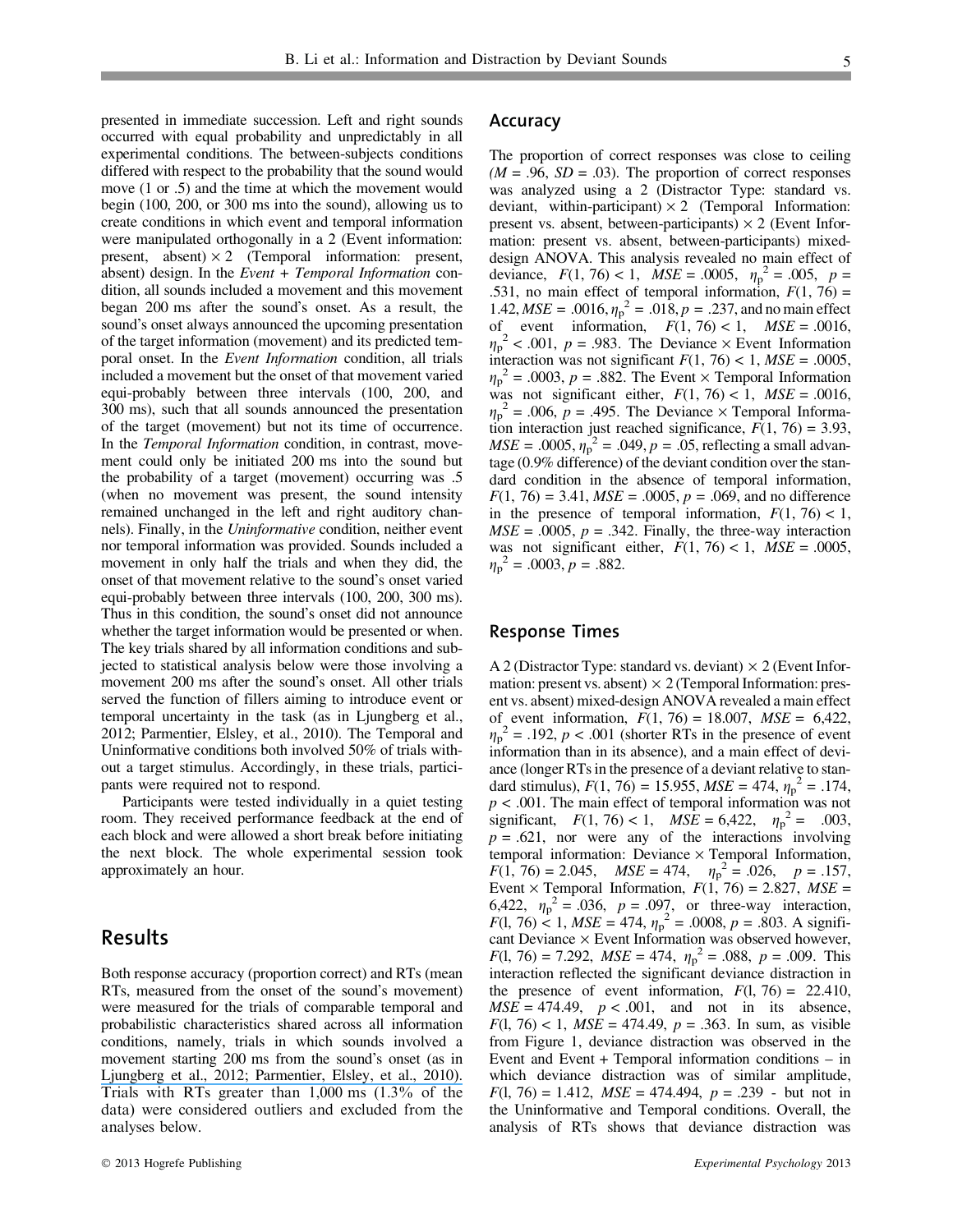presented in immediate succession. Left and right sounds occurred with equal probability and unpredictably in all experimental conditions. The between-subjects conditions differed with respect to the probability that the sound would move (1 or .5) and the time at which the movement would begin (100, 200, or 300 ms into the sound), allowing us to create conditions in which event and temporal information were manipulated orthogonally in a 2 (Event information: present, absent) × 2 (Temporal information: present, absent) design. In the *Event + Temporal Information* condition, all sounds included a movement and this movement began 200 ms after the sound's onset. As a result, the sound's onset always announced the upcoming presentation of the target information (movement) and its predicted temporal onset. In the *Event Information* condition, all trials included a movement but the onset of that movement varied equi-probably between three intervals (100, 200, and 300 ms), such that all sounds announced the presentation of the target (movement) but not its time of occurrence. In the *Temporal Information* condition, in contrast, movement could only be initiated 200 ms into the sound but the probability of a target (movement) occurring was .5 (when no movement was present, the sound intensity remained unchanged in the left and right auditory channels). Finally, in the *Uninformative* condition, neither event nor temporal information was provided. Sounds included a movement in only half the trials and when they did, the onset of that movement relative to the sound's onset varied equi-probably between three intervals (100, 200, 300 ms). Thus in this condition, the sound's onset did not announce whether the target information would be presented or when. The key trials shared by all information conditions and subjected to statistical analysis below were those involving a movement 200 ms after the sound's onset. All other trials served the function of fillers aiming to introduce event or temporal uncertainty in the task (as in Ljungberg et al., 2012; Parmentier, Elsley, et al., 2010). The Temporal and Uninformative conditions both involved 50% of trials without a target stimulus. Accordingly, in these trials, participants were required not to respond.

Participants were tested individually in a quiet testing room. They received performance feedback at the end of each block and were allowed a short break before initiating the next block. The whole experimental session took approximately an hour.

# Results

Both response accuracy (proportion correct) and RTs (mean RTs, measured from the onset of the sound's movement) were measured for the trials of comparable temporal and probabilistic characteristics shared across all information conditions, namely, trials in which sounds involved a movement starting 200 ms from the sound's onset (as in Ljungberg et al., 2012; Parmentier, Elsley, et al., 2010). Trials with RTs greater than 1,000 ms (1.3% of the data) were considered outliers and excluded from the analyses below.

## Accuracy

The proportion of correct responses was close to ceiling ($M$ = .96, $SD$ = .03). The proportion of correct responses was analyzed using a 2 (Distractor Type: standard vs. deviant, within-participant) × 2 (Temporal Information: present vs. absent, between-participants) × 2 (Event Information: present vs. absent, between-participants) mixed-design ANOVA. This analysis revealed no main effect of deviance, $F(1, 76) < 1$, $MSE = .0005$, $\eta_p^2 = .005$, $p = .531$, no main effect of temporal information, $F(1, 76) = 1.42$, $MSE = .0016$, $\eta_p^2 = .018$, $p = .237$, and no main effect of event information, $F(1, 76) < 1$, $MSE = .0016$, $\eta_p^2 < .001$, $p = .983$. The Deviance × Event Information interaction was not significant $F(1, 76) < 1$, $MSE = .0005$, $\eta_p^2 = .0003$, $p = .882$. The Event × Temporal Information was not significant either, $F(1, 76) < 1$, $MSE = .0016$, $\eta_p^2 = .006$, $p = .495$. The Deviance × Temporal Information interaction just reached significance, $F(1, 76) = 3.93$, $MSE = .0005$, $\eta_p^2 = .049$, $p = .05$, reflecting a small advantage (0.9% difference) of the deviant condition over the standard condition in the absence of temporal information, $F(1, 76) = 3.41$, $MSE = .0005$, $p = .069$, and no difference in the presence of temporal information, $F(1, 76) < 1$, $MSE = .0005$, $p = .342$. Finally, the three-way interaction was not significant either, $F(1, 76) < 1$, $MSE = .0005$, $\eta_p^2 = .0003$, $p = .882$.

## Response Times

A 2 (Distractor Type: standard vs. deviant) × 2 (Event Information: present vs. absent) × 2 (Temporal Information: present vs. absent) mixed-design ANOVA revealed a main effect of event information, $F(1, 76) = 18.007$, $MSE = 6{,}422$, $\eta_p^2 = .192$, $p < .001$ (shorter RTs in the presence of event information than in its absence), and a main effect of deviance (longer RTs in the presence of a deviant relative to standard stimulus), $F(1, 76) = 15.955$, $MSE = 474$, $\eta_p^2 = .174$, $p < .001$. The main effect of temporal information was not significant, $F(1, 76) < 1$, $MSE = 6{,}422$, $\eta_p^2 = .003$, $p = .621$, nor were any of the interactions involving temporal information: Deviance × Temporal Information, $F(1, 76) = 2.045$, $MSE = 474$, $\eta_p^2 = .026$, $p = .157$, Event × Temporal Information, $F(1, 76) = 2.827$, $MSE = 6{,}422$, $\eta_p^2 = .036$, $p = .097$, or three-way interaction, $F(1, 76) < 1$, $MSE = 474$, $\eta_p^2 = .0008$, $p = .803$. A significant Deviance × Event Information was observed however, $F(1, 76) = 7.292$, $MSE = 474$, $\eta_p^2 = .088$, $p = .009$. This interaction reflected the significant deviance distraction in the presence of event information, $F(1, 76) = 22.410$, $MSE = 474.49$, $p < .001$, and not in its absence, $F(1, 76) < 1$, $MSE = 474.49$, $p = .363$. In sum, as visible from Figure 1, deviance distraction was observed in the Event and Event + Temporal information conditions – in which deviance distraction was of similar amplitude, $F(1, 76) = 1.412$, $MSE = 474.494$, $p = .239$ - but not in the Uninformative and Temporal conditions. Overall, the analysis of RTs shows that deviance distraction was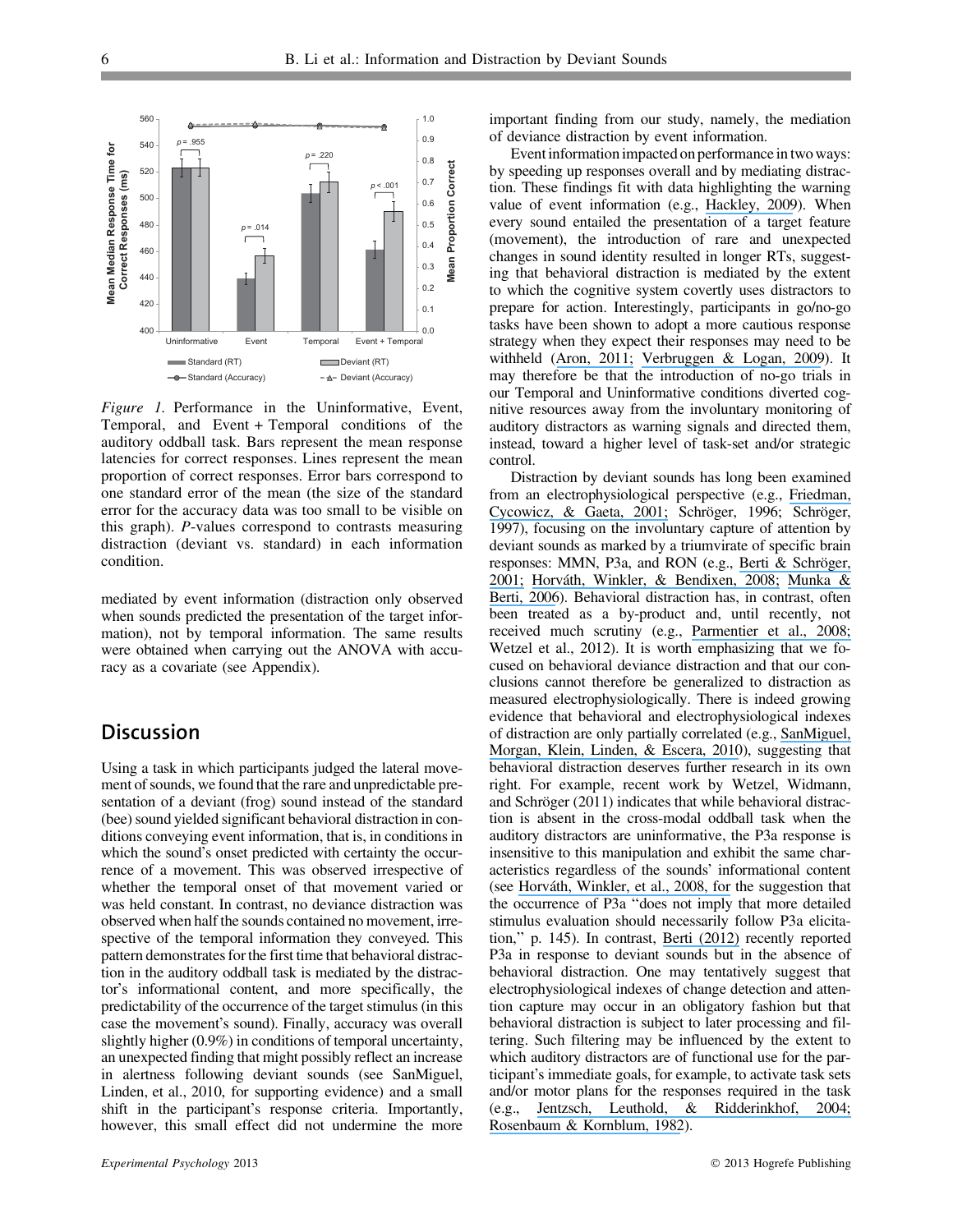560
540
520
500
480
460
440
420
400

Mean Median Response Time for Correct Responses (ms)

1.0
0.9
0.8
0.7
0.6
0.5
0.4
0.3
0.2
0.1
0.0

Mean Proportion Correct

p = .955
p = .014
p = .220
p < .001

Uninformative
Event
Temporal
Event + Temporal

Standard (RT)
Deviant (RT)
Standard (Accuracy)
Deviant (Accuracy)

*Figure 1.* Performance in the Uninformative, Event, Temporal, and Event + Temporal conditions of the auditory oddball task. Bars represent the mean response latencies for correct responses. Lines represent the mean proportion of correct responses. Error bars correspond to one standard error of the mean (the size of the standard error for the accuracy data was too small to be visible on this graph). *P*-values correspond to contrasts measuring distraction (deviant vs. standard) in each information condition.

mediated by event information (distraction only observed when sounds predicted the presentation of the target information), not by temporal information. The same results were obtained when carrying out the ANOVA with accuracy as a covariate (see Appendix).

## Discussion

Using a task in which participants judged the lateral movement of sounds, we found that the rare and unpredictable presentation of a deviant (frog) sound instead of the standard (bee) sound yielded significant behavioral distraction in conditions conveying event information, that is, in conditions in which the sound's onset predicted with certainty the occurrence of a movement. This was observed irrespective of whether the temporal onset of that movement varied or was held constant. In contrast, no deviance distraction was observed when half the sounds contained no movement, irrespective of the temporal information they conveyed. This pattern demonstrates for the first time that behavioral distraction in the auditory oddball task is mediated by the distractor's informational content, and more specifically, the predictability of the occurrence of the target stimulus (in this case the movement's sound). Finally, accuracy was overall slightly higher (0.9%) in conditions of temporal uncertainty, an unexpected finding that might possibly reflect an increase in alertness following deviant sounds (see SanMiguel, Linden, et al., 2010, for supporting evidence) and a small shift in the participant's response criteria. Importantly, however, this small effect did not undermine the more important finding from our study, namely, the mediation of deviance distraction by event information.

Event information impacted on performance in two ways: by speeding up responses overall and by mediating distraction. These findings fit with data highlighting the warning value of event information (e.g., Hackley, 2009). When every sound entailed the presentation of a target feature (movement), the introduction of rare and unexpected changes in sound identity resulted in longer RTs, suggesting that behavioral distraction is mediated by the extent to which the cognitive system covertly uses distractors to prepare for action. Interestingly, participants in go/no-go tasks have been shown to adopt a more cautious response strategy when they expect their responses may need to be withheld (Aron, 2011; Verbruggen & Logan, 2009). It may therefore be that the introduction of no-go trials in our Temporal and Uninformative conditions diverted cognitive resources away from the involuntary monitoring of auditory distractors as warning signals and directed them, instead, toward a higher level of task-set and/or strategic control.

Distraction by deviant sounds has long been examined from an electrophysiological perspective (e.g., Friedman, Cycowicz, & Gaeta, 2001; Schröger, 1996; Schröger, 1997), focusing on the involuntary capture of attention by deviant sounds as marked by a triumvirate of specific brain responses: MMN, P3a, and RON (e.g., Berti & Schröger, 2001; Horváth, Winkler, & Bendixen, 2008; Munka & Berti, 2006). Behavioral distraction has, in contrast, often been treated as a by-product and, until recently, not received much scrutiny (e.g., Parmentier et al., 2008; Wetzel et al., 2012). It is worth emphasizing that we focused on behavioral deviance distraction and that our conclusions cannot therefore be generalized to distraction as measured electrophysiologically. There is indeed growing evidence that behavioral and electrophysiological indexes of distraction are only partially correlated (e.g., SanMiguel, Morgan, Klein, Linden, & Escera, 2010), suggesting that behavioral distraction deserves further research in its own right. For example, recent work by Wetzel, Widmann, and Schröger (2011) indicates that while behavioral distraction is absent in the cross-modal oddball task when the auditory distractors are uninformative, the P3a response is insensitive to this manipulation and exhibit the same characteristics regardless of the sounds' informational content (see Horváth, Winkler, et al., 2008, for the suggestion that the occurrence of P3a "does not imply that more detailed stimulus evaluation should necessarily follow P3a elicitation," p. 145). In contrast, Berti (2012) recently reported P3a in response to deviant sounds but in the absence of behavioral distraction. One may tentatively suggest that electrophysiological indexes of change detection and attention capture may occur in an obligatory fashion but that behavioral distraction is subject to later processing and filtering. Such filtering may be influenced by the extent to which auditory distractors are of functional use for the participant's immediate goals, for example, to activate task sets and/or motor plans for the responses required in the task (e.g., Jentzsch, Leuthold, & Ridderinkhof, 2004; Rosenbaum & Kornblum, 1982).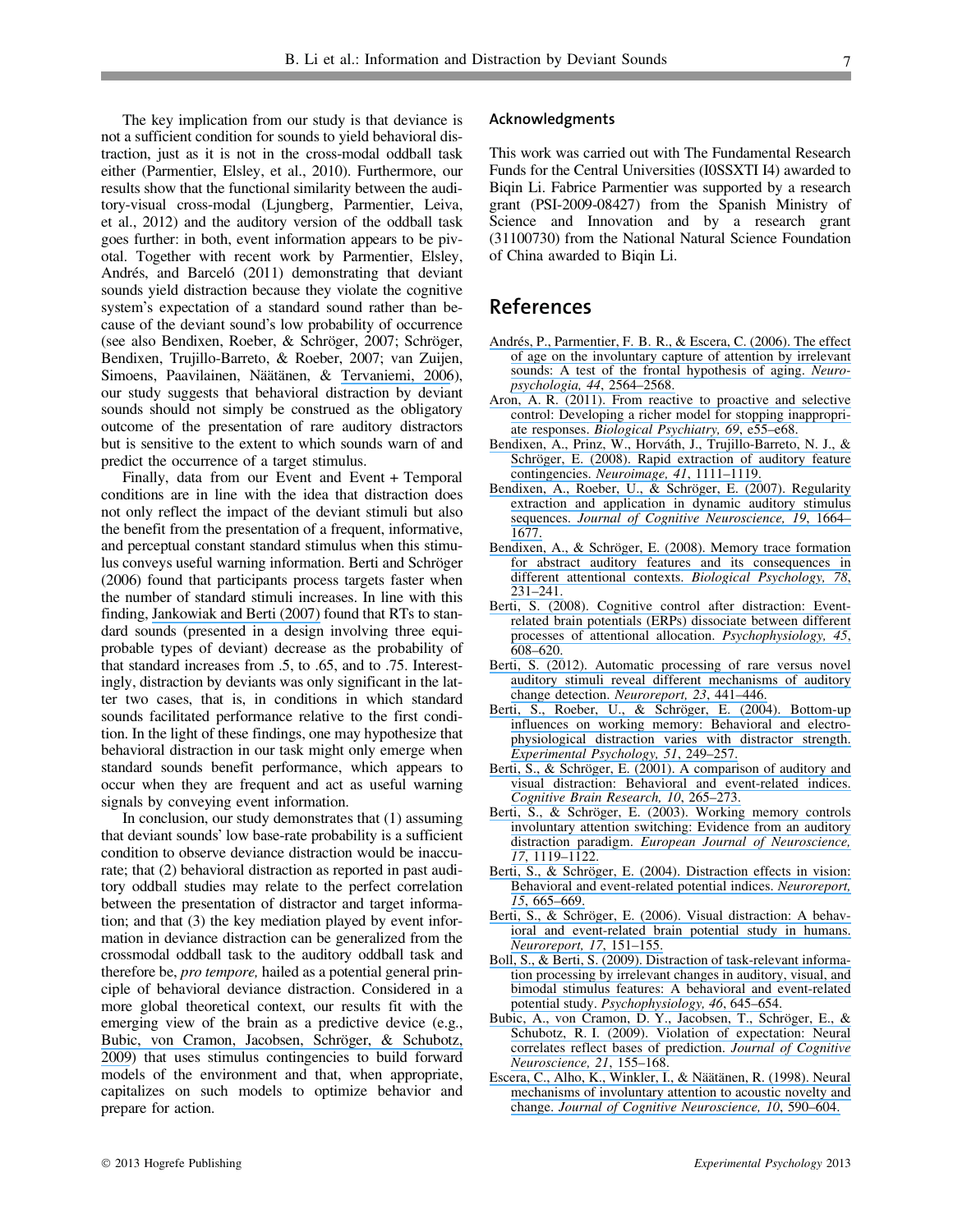The key implication from our study is that deviance is not a sufficient condition for sounds to yield behavioral distraction, just as it is not in the cross-modal oddball task either (Parmentier, Elsley, et al., 2010). Furthermore, our results show that the functional similarity between the auditory-visual cross-modal (Ljungberg, Parmentier, Leiva, et al., 2012) and the auditory version of the oddball task goes further: in both, event information appears to be pivotal. Together with recent work by Parmentier, Elsley, Andrés, and Barceló (2011) demonstrating that deviant sounds yield distraction because they violate the cognitive system's expectation of a standard sound rather than because of the deviant sound's low probability of occurrence (see also Bendixen, Roeber, & Schröger, 2007; Schröger, Bendixen, Trujillo-Barreto, & Roeber, 2007; van Zuijen, Simoens, Paavilainen, Näätänen, & Tervaniemi, 2006), our study suggests that behavioral distraction by deviant sounds should not simply be construed as the obligatory outcome of the presentation of rare auditory distractors but is sensitive to the extent to which sounds warn of and predict the occurrence of a target stimulus.

Finally, data from our Event and Event + Temporal conditions are in line with the idea that distraction does not only reflect the impact of the deviant stimuli but also the benefit from the presentation of a frequent, informative, and perceptual constant standard stimulus when this stimulus conveys useful warning information. Berti and Schröger (2006) found that participants process targets faster when the number of standard stimuli increases. In line with this finding, Jankowiak and Berti (2007) found that RTs to standard sounds (presented in a design involving three equiprobable types of deviant) decrease as the probability of that standard increases from .5, to .65, and to .75. Interestingly, distraction by deviants was only significant in the latter two cases, that is, in conditions in which standard sounds facilitated performance relative to the first condition. In the light of these findings, one may hypothesize that behavioral distraction in our task might only emerge when standard sounds benefit performance, which appears to occur when they are frequent and act as useful warning signals by conveying event information.

In conclusion, our study demonstrates that (1) assuming that deviant sounds' low base-rate probability is a sufficient condition to observe deviance distraction would be inaccurate; that (2) behavioral distraction as reported in past auditory oddball studies may relate to the perfect correlation between the presentation of distractor and target information; and that (3) the key mediation played by event information in deviance distraction can be generalized from the crossmodal oddball task to the auditory oddball task and therefore be, *pro tempore,* hailed as a potential general principle of behavioral deviance distraction. Considered in a more global theoretical context, our results fit with the emerging view of the brain as a predictive device (e.g., Bubic, von Cramon, Jacobsen, Schröger, & Schubotz, 2009) that uses stimulus contingencies to build forward models of the environment and that, when appropriate, capitalizes on such models to optimize behavior and prepare for action.

### Acknowledgments

This work was carried out with The Fundamental Research Funds for the Central Universities (I0SSXTI I4) awarded to Biqin Li. Fabrice Parmentier was supported by a research grant (PSI-2009-08427) from the Spanish Ministry of Science and Innovation and by a research grant (31100730) from the National Natural Science Foundation of China awarded to Biqin Li.

## References

Andrés, P., Parmentier, F. B. R., & Escera, C. (2006). The effect of age on the involuntary capture of attention by irrelevant sounds: A test of the frontal hypothesis of aging. *Neuropsychologia, 44*, 2564–2568.

Aron, A. R. (2011). From reactive to proactive and selective control: Developing a richer model for stopping inappropriate responses. *Biological Psychiatry, 69*, e55–e68.

Bendixen, A., Prinz, W., Horváth, J., Trujillo-Barreto, N. J., & Schröger, E. (2008). Rapid extraction of auditory feature contingencies. *Neuroimage, 41*, 1111–1119.

Bendixen, A., Roeber, U., & Schröger, E. (2007). Regularity extraction and application in dynamic auditory stimulus sequences. *Journal of Cognitive Neuroscience, 19*, 1664–1677.

Bendixen, A., & Schröger, E. (2008). Memory trace formation for abstract auditory features and its consequences in different attentional contexts. *Biological Psychology, 78*, 231–241.

Berti, S. (2008). Cognitive control after distraction: Event-related brain potentials (ERPs) dissociate between different processes of attentional allocation. *Psychophysiology, 45*, 608–620.

Berti, S. (2012). Automatic processing of rare versus novel auditory stimuli reveal different mechanisms of auditory change detection. *Neuroreport, 23*, 441–446.

Berti, S., Roeber, U., & Schröger, E. (2004). Bottom-up influences on working memory: Behavioral and electrophysiological distraction varies with distractor strength. *Experimental Psychology, 51*, 249–257.

Berti, S., & Schröger, E. (2001). A comparison of auditory and visual distraction: Behavioral and event-related indices. *Cognitive Brain Research, 10*, 265–273.

Berti, S., & Schröger, E. (2003). Working memory controls involuntary attention switching: Evidence from an auditory distraction paradigm. *European Journal of Neuroscience, 17*, 1119–1122.

Berti, S., & Schröger, E. (2004). Distraction effects in vision: Behavioral and event-related potential indices. *Neuroreport, 15*, 665–669.

Berti, S., & Schröger, E. (2006). Visual distraction: A behavioral and event-related brain potential study in humans. *Neuroreport, 17*, 151–155.

Boll, S., & Berti, S. (2009). Distraction of task-relevant information processing by irrelevant changes in auditory, visual, and bimodal stimulus features: A behavioral and event-related potential study. *Psychophysiology, 46*, 645–654.

Bubic, A., von Cramon, D. Y., Jacobsen, T., Schröger, E., & Schubotz, R. I. (2009). Violation of expectation: Neural correlates reflect bases of prediction. *Journal of Cognitive Neuroscience, 21*, 155–168.

Escera, C., Alho, K., Winkler, I., & Näätänen, R. (1998). Neural mechanisms of involuntary attention to acoustic novelty and change. *Journal of Cognitive Neuroscience, 10*, 590–604.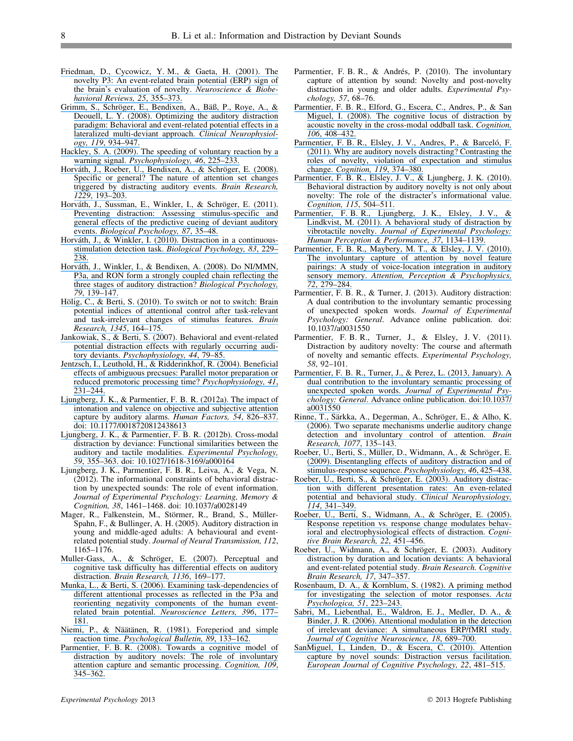Friedman, D., Cycowicz, Y. M., & Gaeta, H. (2001). The novelty P3: An event-related brain potential (ERP) sign of the brain's evaluation of novelty. *Neuroscience & Biobehavioral Reviews, 25*, 355–373.

Grimm, S., Schröger, E., Bendixen, A., Bäß, P., Roye, A., & Deouell, L. Y. (2008). Optimizing the auditory distraction paradigm: Behavioral and event-related potential effects in a lateralized multi-deviant approach. *Clinical Neurophysiology, 119*, 934–947.

Hackley, S. A. (2009). The speeding of voluntary reaction by a warning signal. *Psychophysiology, 46*, 225–233.

Horváth, J., Roeber, U., Bendixen, A., & Schröger, E. (2008). Specific or general? The nature of attention set changes triggered by distracting auditory events. *Brain Research, 1229*, 193–203.

Horváth, J., Sussman, E., Winkler, I., & Schröger, E. (2011). Preventing distraction: Assessing stimulus-specific and general effects of the predictive cueing of deviant auditory events. *Biological Psychology, 87*, 35–48.

Horváth, J., & Winkler, I. (2010). Distraction in a continuous-stimulation detection task. *Biological Psychology, 83*, 229–238.

Horváth, J., Winkler, I., & Bendixen, A. (2008). Do N1/MMN, P3a, and RON form a strongly coupled chain reflecting the three stages of auditory distraction? *Biological Psychology, 79*, 139–147.

Hölig, C., & Berti, S. (2010). To switch or not to switch: Brain potential indices of attentional control after task-relevant and task-irrelevant changes of stimulus features. *Brain Research, 1345*, 164–175.

Jankowiak, S., & Berti, S. (2007). Behavioral and event-related potential distraction effects with regularly occurring auditory deviants. *Psychophysiology, 44*, 79–85.

Jentzsch, I., Leuthold, H., & Ridderinkhof, R. (2004). Beneficial effects of ambiguous precsues: Parallel motor preparation or reduced premotoric processing time? *Psychophysiology, 41*, 231–244.

Ljungberg, J. K., & Parmentier, F. B. R. (2012a). The impact of intonation and valence on objective and subjective attention capture by auditory alarms. *Human Factors, 54*, 826–837. doi: 10.1177/0018720812438613

Ljungberg, J. K., & Parmentier, F. B. R. (2012b). Cross-modal distraction by deviance: Functional similarities between the auditory and tactile modalities. *Experimental Psychology, 59*, 355–363. doi: 10.1027/1618-3169/a000164

Ljungberg, J. K., Parmentier, F. B. R., Leiva, A., & Vega, N. (2012). The informational constraints of behavioral distraction by unexpected sounds: The role of event information. *Journal of Experimental Psychology: Learning, Memory & Cognition, 38*, 1461–1468. doi: 10.1037/a0028149

Mager, R., Falkenstein, M., Störmer, R., Brand, S., Müller-Spahn, F., & Bullinger, A. H. (2005). Auditory distraction in young and middle-aged adults: A behavioural and event-related potential study. *Journal of Neural Transmission, 112*, 1165–1176.

Muller-Gass, A., & Schröger, E. (2007). Perceptual and cognitive task difficulty has differential effects on auditory distraction. *Brain Research, 1136*, 169–177.

Munka, L., & Berti, S. (2006). Examining task-dependencies of different attentional processes as reflected in the P3a and reorienting negativity components of the human event-related brain potential. *Neuroscience Letters, 396*, 177–181.

Niemi, P., & Näätänen, R. (1981). Foreperiod and simple reaction time. *Psychological Bulletin, 89*, 133–162.

Parmentier, F. B. R. (2008). Towards a cognitive model of distraction by auditory novels: The role of involuntary attention capture and semantic processing. *Cognition, 109*, 345–362.

Parmentier, F. B. R., & Andrés, P. (2010). The involuntary capture of attention by sound: Novelty and post-novelty distraction in young and older adults. *Experimental Psychology, 57*, 68–76.

Parmentier, F. B. R., Elford, G., Escera, C., Andres, P., & San Miguel, I. (2008). The cognitive locus of distraction by acoustic novelty in the cross-modal oddball task. *Cognition, 106*, 408–432.

Parmentier, F. B. R., Elsley, J. V., Andres, P., & Barceló, F. (2011). Why are auditory novels distracting? Contrasting the roles of novelty, violation of expectation and stimulus change. *Cognition, 119*, 374–380.

Parmentier, F. B. R., Elsley, J. V., & Ljungberg, J. K. (2010). Behavioral distraction by auditory novelty is not only about novelty: The role of the distracter's informational value. *Cognition, 115*, 504–511.

Parmentier, F. B. R., Ljungberg, J. K., Elsley, J. V., & Lindkvist, M. (2011). A behavioral study of distraction by vibrotactile novelty. *Journal of Experimental Psychology: Human Perception & Performance, 37*, 1134–1139.

Parmentier, F. B. R., Maybery, M. T., & Elsley, J. V. (2010). The involuntary capture of attention by novel feature pairings: A study of voice-location integration in auditory sensory memory. *Attention, Perception & Psychophysics, 72*, 279–284.

Parmentier, F. B. R., & Turner, J. (2013). Auditory distraction: A dual contribution to the involuntary semantic processing of unexpected spoken words. *Journal of Experimental Psychology: General*. Advance online publication. doi: 10.1037/a0031550

Parmentier, F. B. R., Turner, J., & Elsley, J. V. (2011). Distraction by auditory novelty: The course and aftermath of novelty and semantic effects. *Experimental Psychology, 58*, 92–101.

Parmentier, F. B. R., Turner, J., & Perez, L. (2013, January). A dual contribution to the involuntary semantic processing of unexpected spoken words. *Journal of Experimental Psychology: General*. Advance online publication. doi:10.1037/a0031550

Rinne, T., Särkka, A., Degerman, A., Schröger, E., & Alho, K. (2006). Two separate mechanisms underlie auditory change detection and involuntary control of attention. *Brain Research, 1077*, 135–143.

Roeber, U., Berti, S., Müller, D., Widmann, A., & Schröger, E. (2009). Disentangling effects of auditory distraction and of stimulus-response sequence. *Psychophysiology, 46*, 425–438.

Roeber, U., Berti, S., & Schröger, E. (2003). Auditory distraction with different presentation rates: An even-related potential and behavioral study. *Clinical Neurophysiology, 114*, 341–349.

Roeber, U., Berti, S., Widmann, A., & Schröger, E. (2005). Response repetition vs. response change modulates behavioral and electrophysiological effects of distraction. *Cognitive Brain Research, 22*, 451–456.

Roeber, U., Widmann, A., & Schröger, E. (2003). Auditory distraction by duration and location deviants: A behavioral and event-related potential study. *Brain Research. Cognitive Brain Research, 17*, 347–357.

Rosenbaum, D. A., & Kornblum, S. (1982). A priming method for investigating the selection of motor responses. *Acta Psychologica, 51*, 223–243.

Sabri, M., Liebenthal, E., Waldron, E. J., Medler, D. A., & Binder, J. R. (2006). Attentional modulation in the detection of irrelevant deviance: A simultaneous ERP/fMRI study. *Journal of Cognitive Neuroscience, 18*, 689–700.

SanMiguel, I., Linden, D., & Escera, C. (2010). Attention capture by novel sounds: Distraction versus facilitation. *European Journal of Cognitive Psychology, 22*, 481–515.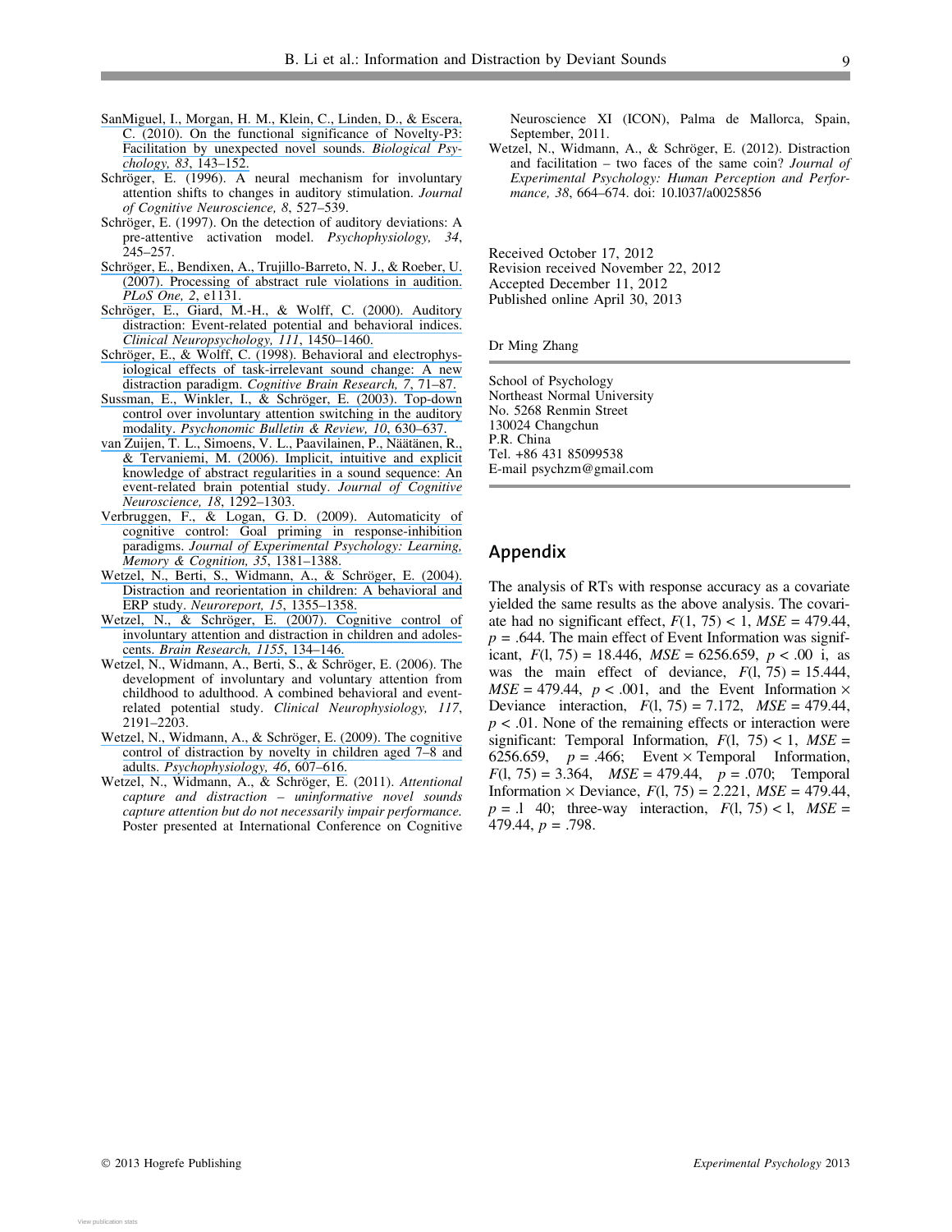SanMiguel, I., Morgan, H. M., Klein, C., Linden, D., & Escera, C. (2010). On the functional significance of Novelty-P3: Facilitation by unexpected novel sounds. *Biological Psychology, 83*, 143–152.

Schröger, E. (1996). A neural mechanism for involuntary attention shifts to changes in auditory stimulation. *Journal of Cognitive Neuroscience, 8*, 527–539.

Schröger, E. (1997). On the detection of auditory deviations: A pre-attentive activation model. *Psychophysiology, 34*, 245–257.

Schröger, E., Bendixen, A., Trujillo-Barreto, N. J., & Roeber, U. (2007). Processing of abstract rule violations in audition. *PLoS One, 2*, e1131.

Schröger, E., Giard, M.-H., & Wolff, C. (2000). Auditory distraction: Event-related potential and behavioral indices. *Clinical Neuropsychology, 111*, 1450–1460.

Schröger, E., & Wolff, C. (1998). Behavioral and electrophysiological effects of task-irrelevant sound change: A new distraction paradigm. *Cognitive Brain Research, 7*, 71–87.

Sussman, E., Winkler, I., & Schröger, E. (2003). Top-down control over involuntary attention switching in the auditory modality. *Psychonomic Bulletin & Review, 10*, 630–637.

van Zuijen, T. L., Simoens, V. L., Paavilainen, P., Näätänen, R., & Tervaniemi, M. (2006). Implicit, intuitive and explicit knowledge of abstract regularities in a sound sequence: An event-related brain potential study. *Journal of Cognitive Neuroscience, 18*, 1292–1303.

Verbruggen, F., & Logan, G. D. (2009). Automaticity of cognitive control: Goal priming in response-inhibition paradigms. *Journal of Experimental Psychology: Learning, Memory & Cognition, 35*, 1381–1388.

Wetzel, N., Berti, S., Widmann, A., & Schröger, E. (2004). Distraction and reorientation in children: A behavioral and ERP study. *Neuroreport, 15*, 1355–1358.

Wetzel, N., & Schröger, E. (2007). Cognitive control of involuntary attention and distraction in children and adolescents. *Brain Research, 1155*, 134–146.

Wetzel, N., Widmann, A., Berti, S., & Schröger, E. (2006). The development of involuntary and voluntary attention from childhood to adulthood. A combined behavioral and event-related potential study. *Clinical Neurophysiology, 117*, 2191–2203.

Wetzel, N., Widmann, A., & Schröger, E. (2009). The cognitive control of distraction by novelty in children aged 7–8 and adults. *Psychophysiology, 46*, 607–616.

Wetzel, N., Widmann, A., & Schröger, E. (2011). *Attentional capture and distraction – uninformative novel sounds capture attention but do not necessarily impair performance.* Poster presented at International Conference on Cognitive Neuroscience XI (ICON), Palma de Mallorca, Spain, September, 2011.

Wetzel, N., Widmann, A., & Schröger, E. (2012). Distraction and facilitation – two faces of the same coin? *Journal of Experimental Psychology: Human Perception and Performance, 38*, 664–674. doi: 10.l037/a0025856

Received October 17, 2012
Revision received November 22, 2012
Accepted December 11, 2012
Published online April 30, 2013

Dr Ming Zhang

School of Psychology
Northeast Normal University
No. 5268 Renmin Street
130024 Changchun
P.R. China
Tel. +86 431 85099538
E-mail psychzm@gmail.com

## Appendix

The analysis of RTs with response accuracy as a covariate yielded the same results as the above analysis. The covariate had no significant effect, $F(1, 75) < 1$, $MSE = 479.44$, $p = .644$. The main effect of Event Information was significant, $F(l, 75) = 18.446$, $MSE = 6256.659$, $p < .00$ i, as was the main effect of deviance, $F(l, 75) = 15.444$, $MSE = 479.44$, $p < .001$, and the Event Information × Deviance interaction, $F(l, 75) = 7.172$, $MSE = 479.44$, $p < .01$. None of the remaining effects or interaction were significant: Temporal Information, $F(l, 75) < 1$, $MSE = 6256.659$, $p = .466$; Event × Temporal Information, $F(l, 75) = 3.364$, $MSE = 479.44$, $p = .070$; Temporal Information × Deviance, $F(l, 75) = 2.221$, $MSE = 479.44$, $p = .l\ 40$; three-way interaction, $F(l, 75) < l$, $MSE = 479.44$, $p = .798$.